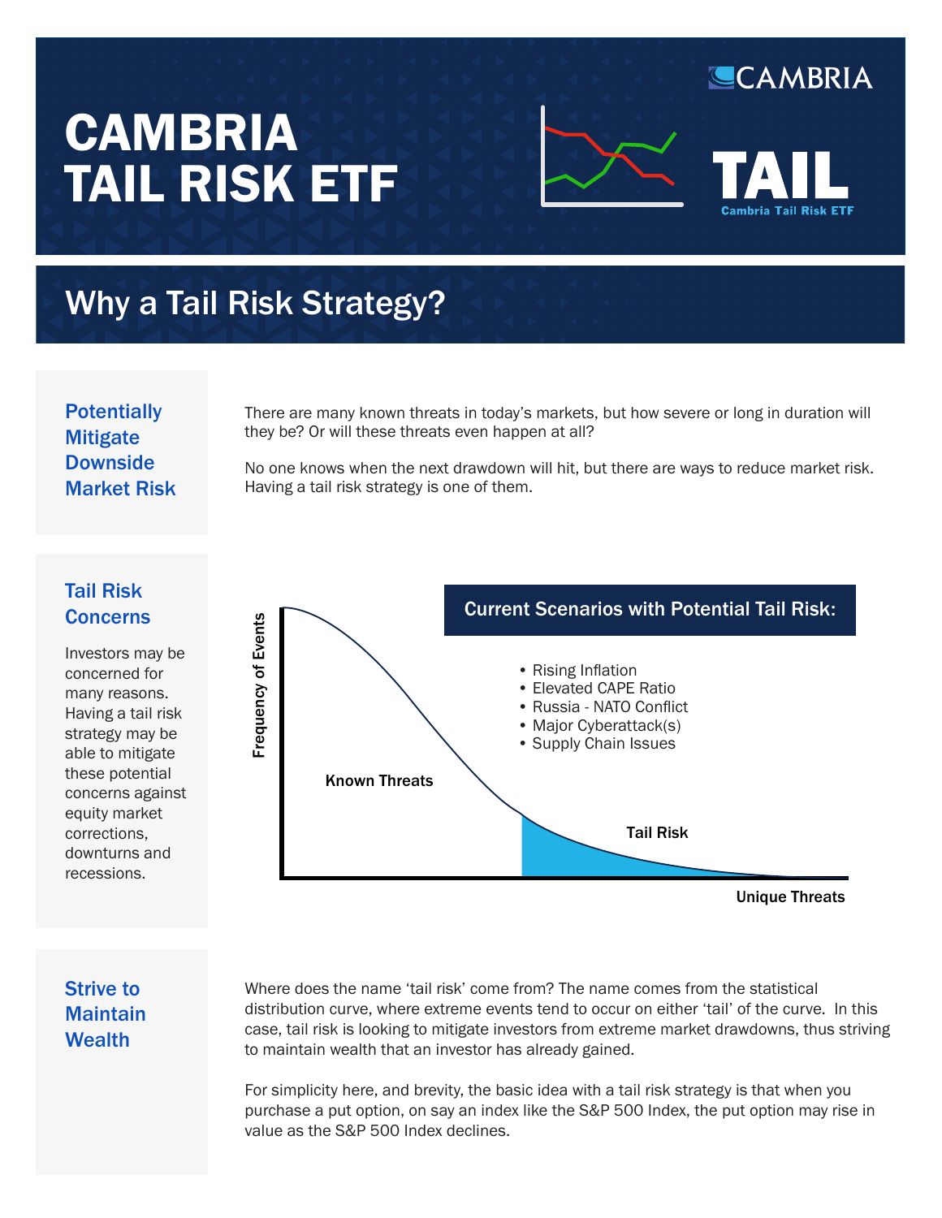# CAMBRIA TAIL RISK ETF

CAMBRIA

TAIL

Cambria Tail Risk ETF

## Why a Tail Risk Strategy?

### Potentially Mitigate Downside Market Risk

There are many known threats in today's markets, but how severe or long in duration will they be? Or will these threats even happen at all?

No one knows when the next drawdown will hit, but there are ways to reduce market risk. Having a tail risk strategy is one of them.

### Tail Risk Concerns

Investors may be concerned for many reasons. Having a tail risk strategy may be able to mitigate these potential concerns against equity market corrections, downturns and recessions.

**Current Scenarios with Potential Tail Risk:**

- Rising Inflation
- Elevated CAPE Ratio
- Russia - NATO Conflict
- Major Cyberattack(s)
- Supply Chain Issues

Frequency of Events

Known Threats

Tail Risk

Unique Threats

### Strive to Maintain Wealth

Where does the name 'tail risk' come from? The name comes from the statistical distribution curve, where extreme events tend to occur on either 'tail' of the curve. In this case, tail risk is looking to mitigate investors from extreme market drawdowns, thus striving to maintain wealth that an investor has already gained.

For simplicity here, and brevity, the basic idea with a tail risk strategy is that when you purchase a put option, on say an index like the S&P 500 Index, the put option may rise in value as the S&P 500 Index declines.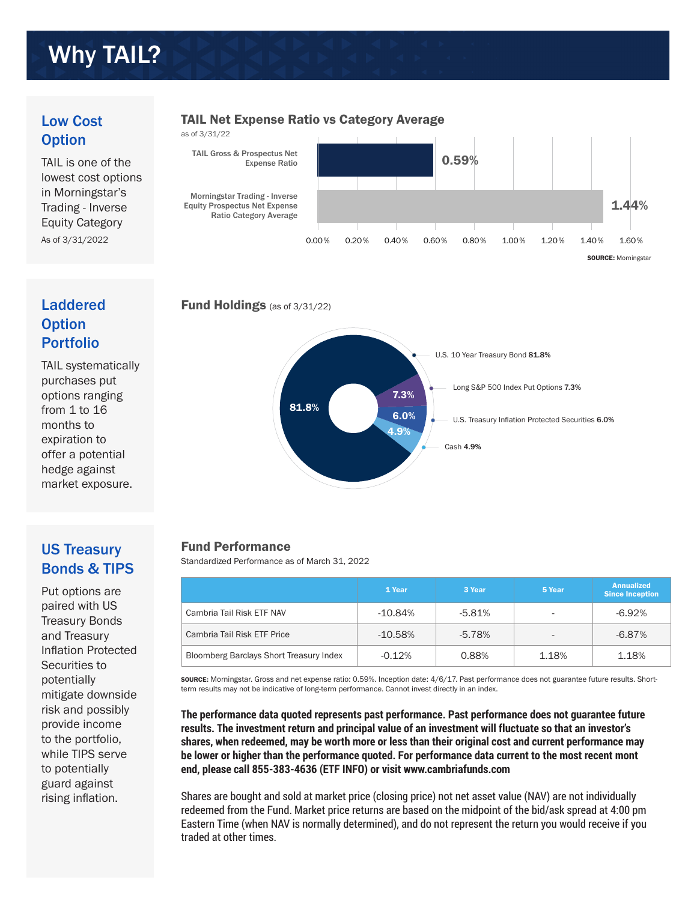# Why TAIL?

## Low Cost Option

TAIL is one of the lowest cost options in Morningstar's Trading - Inverse Equity Category

As of 3/31/2022

### TAIL Net Expense Ratio vs Category Average

as of 3/31/22

| | |
|---|---|
| TAIL Gross & Prospectus Net Expense Ratio | 0.59% |
| Morningstar Trading - Inverse Equity Prospectus Net Expense Ratio Category Average | 1.44% |

0.00% 0.20% 0.40% 0.60% 0.80% 1.00% 1.20% 1.40% 1.60%

**SOURCE:** Morningstar

## Laddered Option Portfolio

TAIL systematically purchases put options ranging from 1 to 16 months to expiration to offer a potential hedge against market exposure.

### Fund Holdings (as of 3/31/22)

- U.S. 10 Year Treasury Bond **81.8%**
- Long S&P 500 Index Put Options **7.3%**
- U.S. Treasury Inflation Protected Securities **6.0%**
- Cash **4.9%**

## US Treasury Bonds & TIPS

Put options are paired with US Treasury Bonds and Treasury Inflation Protected Securities to potentially mitigate downside risk and possibly provide income to the portfolio, while TIPS serve to potentially guard against rising inflation.

### Fund Performance

Standardized Performance as of March 31, 2022

| | 1 Year | 3 Year | 5 Year | Annualized Since Inception |
|---|---|---|---|---|
| Cambria Tail Risk ETF NAV | -10.84% | -5.81% | - | -6.92% |
| Cambria Tail Risk ETF Price | -10.58% | -5.78% | - | -6.87% |
| Bloomberg Barclays Short Treasury Index | -0.12% | 0.88% | 1.18% | 1.18% |

**SOURCE:** Morningstar. Gross and net expense ratio: 0.59%. Inception date: 4/6/17. Past performance does not guarantee future results. Short-term results may not be indicative of long-term performance. Cannot invest directly in an index.

**The performance data quoted represents past performance. Past performance does not guarantee future results. The investment return and principal value of an investment will fluctuate so that an investor's shares, when redeemed, may be worth more or less than their original cost and current performance may be lower or higher than the performance quoted. For performance data current to the most recent mont end, please call 855-383-4636 (ETF INFO) or visit www.cambriafunds.com**

Shares are bought and sold at market price (closing price) not net asset value (NAV) are not individually redeemed from the Fund. Market price returns are based on the midpoint of the bid/ask spread at 4:00 pm Eastern Time (when NAV is normally determined), and do not represent the return you would receive if you traded at other times.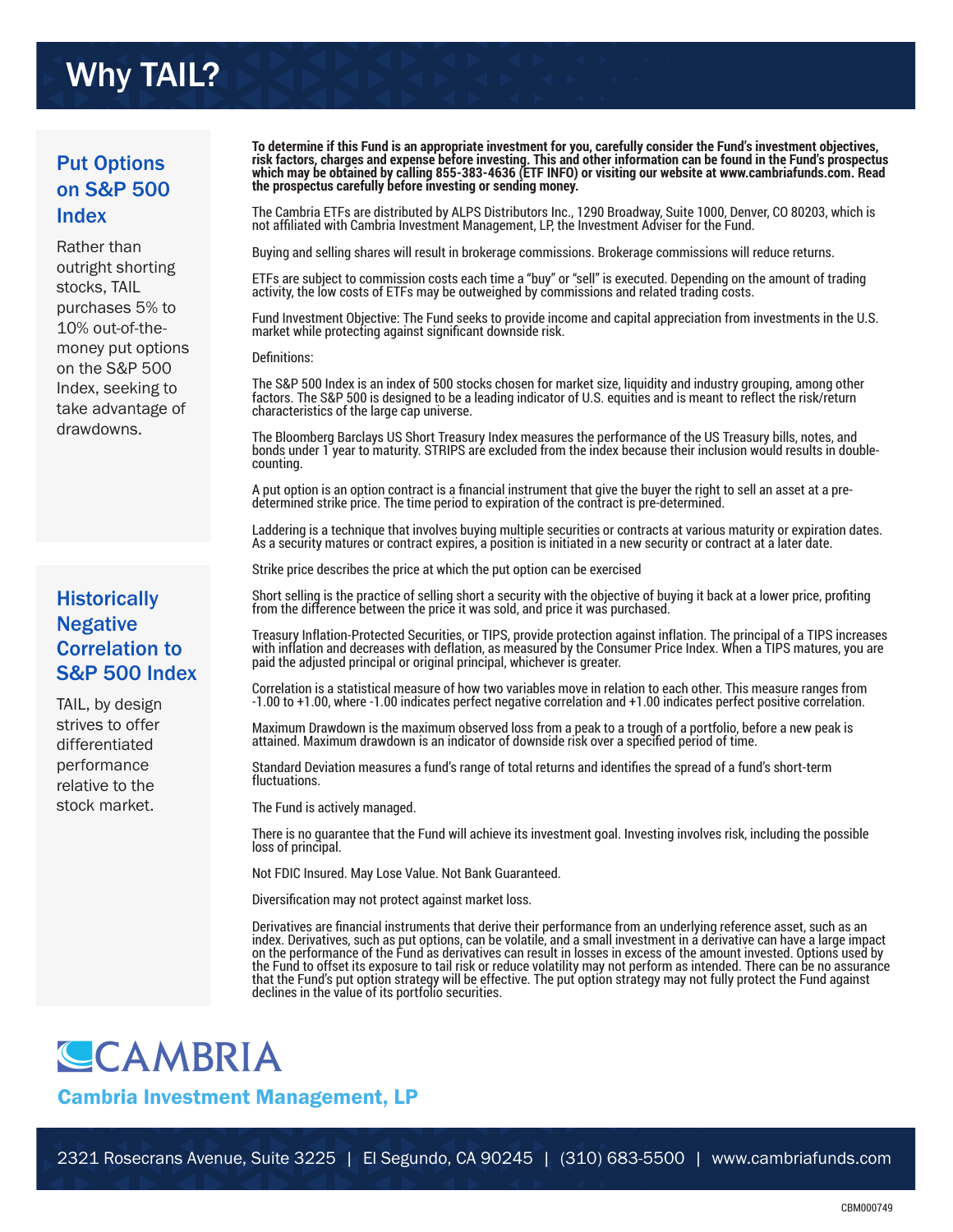# Why TAIL?

## Put Options on S&P 500 Index

Rather than outright shorting stocks, TAIL purchases 5% to 10% out-of-the-money put options on the S&P 500 Index, seeking to take advantage of drawdowns.

## Historically Negative Correlation to S&P 500 Index

TAIL, by design strives to offer differentiated performance relative to the stock market.

**To determine if this Fund is an appropriate investment for you, carefully consider the Fund's investment objectives, risk factors, charges and expense before investing. This and other information can be found in the Fund's prospectus which may be obtained by calling 855-383-4636 (ETF INFO) or visiting our website at www.cambriafunds.com. Read the prospectus carefully before investing or sending money.**

The Cambria ETFs are distributed by ALPS Distributors Inc., 1290 Broadway, Suite 1000, Denver, CO 80203, which is not affiliated with Cambria Investment Management, LP, the Investment Adviser for the Fund.

Buying and selling shares will result in brokerage commissions. Brokerage commissions will reduce returns.

ETFs are subject to commission costs each time a "buy" or "sell" is executed. Depending on the amount of trading activity, the low costs of ETFs may be outweighed by commissions and related trading costs.

Fund Investment Objective: The Fund seeks to provide income and capital appreciation from investments in the U.S. market while protecting against significant downside risk.

Definitions:

The S&P 500 Index is an index of 500 stocks chosen for market size, liquidity and industry grouping, among other factors. The S&P 500 is designed to be a leading indicator of U.S. equities and is meant to reflect the risk/return characteristics of the large cap universe.

The Bloomberg Barclays US Short Treasury Index measures the performance of the US Treasury bills, notes, and bonds under 1 year to maturity. STRIPS are excluded from the index because their inclusion would results in double-counting.

A put option is an option contract is a financial instrument that give the buyer the right to sell an asset at a pre-determined strike price. The time period to expiration of the contract is pre-determined.

Laddering is a technique that involves buying multiple securities or contracts at various maturity or expiration dates. As a security matures or contract expires, a position is initiated in a new security or contract at a later date.

Strike price describes the price at which the put option can be exercised

Short selling is the practice of selling short a security with the objective of buying it back at a lower price, profiting from the difference between the price it was sold, and price it was purchased.

Treasury Inflation-Protected Securities, or TIPS, provide protection against inflation. The principal of a TIPS increases with inflation and decreases with deflation, as measured by the Consumer Price Index. When a TIPS matures, you are paid the adjusted principal or original principal, whichever is greater.

Correlation is a statistical measure of how two variables move in relation to each other. This measure ranges from -1.00 to +1.00, where -1.00 indicates perfect negative correlation and +1.00 indicates perfect positive correlation.

Maximum Drawdown is the maximum observed loss from a peak to a trough of a portfolio, before a new peak is attained. Maximum drawdown is an indicator of downside risk over a specified period of time.

Standard Deviation measures a fund's range of total returns and identifies the spread of a fund's short-term fluctuations.

The Fund is actively managed.

There is no guarantee that the Fund will achieve its investment goal. Investing involves risk, including the possible loss of principal.

Not FDIC Insured. May Lose Value. Not Bank Guaranteed.

Diversification may not protect against market loss.

Derivatives are financial instruments that derive their performance from an underlying reference asset, such as an index. Derivatives, such as put options, can be volatile, and a small investment in a derivative can have a large impact on the performance of the Fund as derivatives can result in losses in excess of the amount invested. Options used by the Fund to offset its exposure to tail risk or reduce volatility may not perform as intended. There can be no assurance that the Fund's put option strategy will be effective. The put option strategy may not fully protect the Fund against declines in the value of its portfolio securities.

CAMBRIA

Cambria Investment Management, LP

2321 Rosecrans Avenue, Suite 3225 | El Segundo, CA 90245 | (310) 683-5500 | www.cambriafunds.com

CBM000749